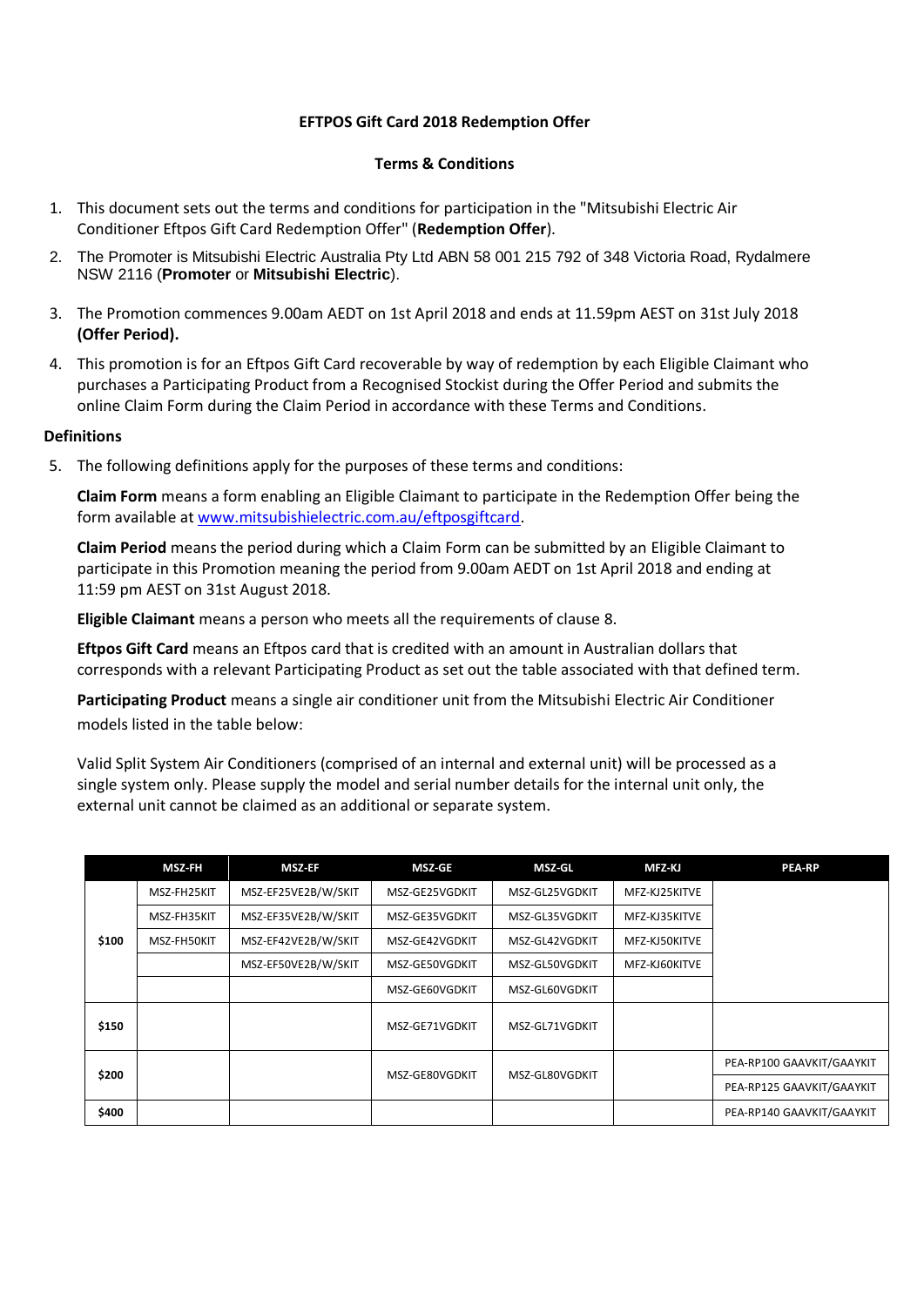**EFTPOS Gift Card 2018 Redemption Offer**

**Terms & Conditions**

1. This document sets out the terms and conditions for participation in the "Mitsubishi Electric Air Conditioner Eftpos Gift Card Redemption Offer" (**Redemption Offer**).
2. The Promoter is Mitsubishi Electric Australia Pty Ltd ABN 58 001 215 792 of 348 Victoria Road, Rydalmere NSW 2116 (**Promoter** or **Mitsubishi Electric**).
3. The Promotion commences 9.00am AEDT on 1st April 2018 and ends at 11.59pm AEST on 31st July 2018 **(Offer Period).**
4. This promotion is for an Eftpos Gift Card recoverable by way of redemption by each Eligible Claimant who purchases a Participating Product from a Recognised Stockist during the Offer Period and submits the online Claim Form during the Claim Period in accordance with these Terms and Conditions.

**Definitions**

5. The following definitions apply for the purposes of these terms and conditions:

   **Claim Form** means a form enabling an Eligible Claimant to participate in the Redemption Offer being the form available at www.mitsubishielectric.com.au/eftposgiftcard.

   **Claim Period** means the period during which a Claim Form can be submitted by an Eligible Claimant to participate in this Promotion meaning the period from 9.00am AEDT on 1st April 2018 and ending at 11:59 pm AEST on 31st August 2018.

   **Eligible Claimant** means a person who meets all the requirements of clause 8.

   **Eftpos Gift Card** means an Eftpos card that is credited with an amount in Australian dollars that corresponds with a relevant Participating Product as set out the table associated with that defined term.

   **Participating Product** means a single air conditioner unit from the Mitsubishi Electric Air Conditioner models listed in the table below:

   Valid Split System Air Conditioners (comprised of an internal and external unit) will be processed as a single system only. Please supply the model and serial number details for the internal unit only, the external unit cannot be claimed as an additional or separate system.

| | MSZ-FH | MSZ-EF | MSZ-GE | MSZ-GL | MFZ-KJ | PEA-RP |
|---|---|---|---|---|---|---|
| $100 | MSZ-FH25KIT | MSZ-EF25VE2B/W/SKIT | MSZ-GE25VGDKIT | MSZ-GL25VGDKIT | MFZ-KJ25KITVE | |
| | MSZ-FH35KIT | MSZ-EF35VE2B/W/SKIT | MSZ-GE35VGDKIT | MSZ-GL35VGDKIT | MFZ-KJ35KITVE | |
| | MSZ-FH50KIT | MSZ-EF42VE2B/W/SKIT | MSZ-GE42VGDKIT | MSZ-GL42VGDKIT | MFZ-KJ50KITVE | |
| | | MSZ-EF50VE2B/W/SKIT | MSZ-GE50VGDKIT | MSZ-GL50VGDKIT | MFZ-KJ60KITVE | |
| | | | MSZ-GE60VGDKIT | MSZ-GL60VGDKIT | | |
| $150 | | | MSZ-GE71VGDKIT | MSZ-GL71VGDKIT | | |
| $200 | | | MSZ-GE80VGDKIT | MSZ-GL80VGDKIT | | PEA-RP100 GAAVKIT/GAAYKIT |
| | | | | | | PEA-RP125 GAAVKIT/GAAYKIT |
| $400 | | | | | | PEA-RP140 GAAVKIT/GAAYKIT |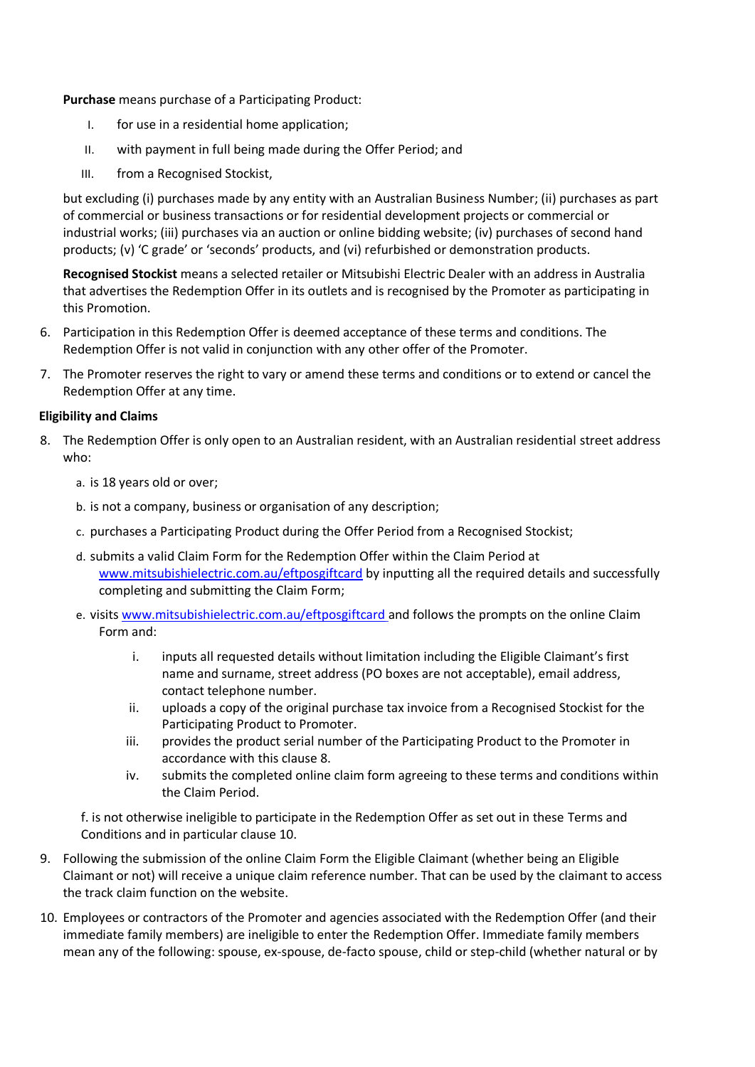**Purchase** means purchase of a Participating Product:

I. for use in a residential home application;

II. with payment in full being made during the Offer Period; and

III. from a Recognised Stockist,

but excluding (i) purchases made by any entity with an Australian Business Number; (ii) purchases as part of commercial or business transactions or for residential development projects or commercial or industrial works; (iii) purchases via an auction or online bidding website; (iv) purchases of second hand products; (v) 'C grade' or 'seconds' products, and (vi) refurbished or demonstration products.

**Recognised Stockist** means a selected retailer or Mitsubishi Electric Dealer with an address in Australia that advertises the Redemption Offer in its outlets and is recognised by the Promoter as participating in this Promotion.

6. Participation in this Redemption Offer is deemed acceptance of these terms and conditions. The Redemption Offer is not valid in conjunction with any other offer of the Promoter.

7. The Promoter reserves the right to vary or amend these terms and conditions or to extend or cancel the Redemption Offer at any time.

**Eligibility and Claims**

8. The Redemption Offer is only open to an Australian resident, with an Australian residential street address who:

   a. is 18 years old or over;

   b. is not a company, business or organisation of any description;

   c. purchases a Participating Product during the Offer Period from a Recognised Stockist;

   d. submits a valid Claim Form for the Redemption Offer within the Claim Period at www.mitsubishielectric.com.au/eftposgiftcard by inputting all the required details and successfully completing and submitting the Claim Form;

   e. visits www.mitsubishielectric.com.au/eftposgiftcard and follows the prompts on the online Claim Form and:

      i. inputs all requested details without limitation including the Eligible Claimant's first name and surname, street address (PO boxes are not acceptable), email address, contact telephone number.

      ii. uploads a copy of the original purchase tax invoice from a Recognised Stockist for the Participating Product to Promoter.

      iii. provides the product serial number of the Participating Product to the Promoter in accordance with this clause 8.

      iv. submits the completed online claim form agreeing to these terms and conditions within the Claim Period.

   f. is not otherwise ineligible to participate in the Redemption Offer as set out in these Terms and Conditions and in particular clause 10.

9. Following the submission of the online Claim Form the Eligible Claimant (whether being an Eligible Claimant or not) will receive a unique claim reference number. That can be used by the claimant to access the track claim function on the website.

10. Employees or contractors of the Promoter and agencies associated with the Redemption Offer (and their immediate family members) are ineligible to enter the Redemption Offer. Immediate family members mean any of the following: spouse, ex-spouse, de-facto spouse, child or step-child (whether natural or by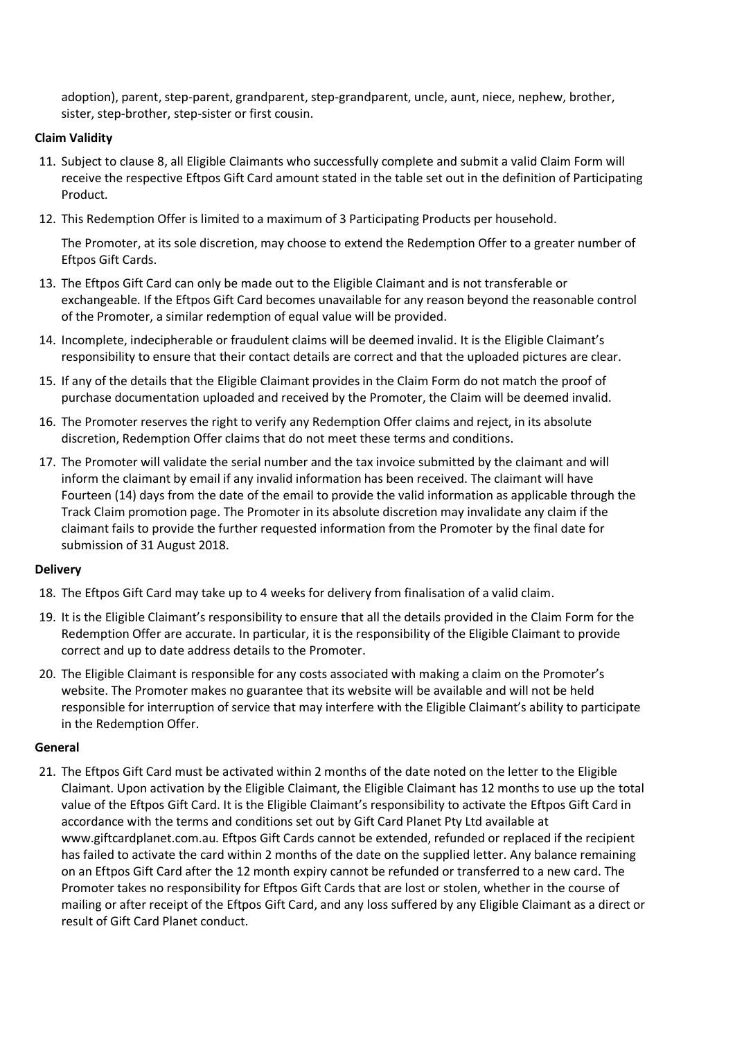adoption), parent, step-parent, grandparent, step-grandparent, uncle, aunt, niece, nephew, brother, sister, step-brother, step-sister or first cousin.

**Claim Validity**

11. Subject to clause 8, all Eligible Claimants who successfully complete and submit a valid Claim Form will receive the respective Eftpos Gift Card amount stated in the table set out in the definition of Participating Product.
12. This Redemption Offer is limited to a maximum of 3 Participating Products per household.

    The Promoter, at its sole discretion, may choose to extend the Redemption Offer to a greater number of Eftpos Gift Cards.
13. The Eftpos Gift Card can only be made out to the Eligible Claimant and is not transferable or exchangeable. If the Eftpos Gift Card becomes unavailable for any reason beyond the reasonable control of the Promoter, a similar redemption of equal value will be provided.
14. Incomplete, indecipherable or fraudulent claims will be deemed invalid. It is the Eligible Claimant's responsibility to ensure that their contact details are correct and that the uploaded pictures are clear.
15. If any of the details that the Eligible Claimant provides in the Claim Form do not match the proof of purchase documentation uploaded and received by the Promoter, the Claim will be deemed invalid.
16. The Promoter reserves the right to verify any Redemption Offer claims and reject, in its absolute discretion, Redemption Offer claims that do not meet these terms and conditions.
17. The Promoter will validate the serial number and the tax invoice submitted by the claimant and will inform the claimant by email if any invalid information has been received. The claimant will have Fourteen (14) days from the date of the email to provide the valid information as applicable through the Track Claim promotion page. The Promoter in its absolute discretion may invalidate any claim if the claimant fails to provide the further requested information from the Promoter by the final date for submission of 31 August 2018.

**Delivery**

18. The Eftpos Gift Card may take up to 4 weeks for delivery from finalisation of a valid claim.
19. It is the Eligible Claimant's responsibility to ensure that all the details provided in the Claim Form for the Redemption Offer are accurate. In particular, it is the responsibility of the Eligible Claimant to provide correct and up to date address details to the Promoter.
20. The Eligible Claimant is responsible for any costs associated with making a claim on the Promoter's website. The Promoter makes no guarantee that its website will be available and will not be held responsible for interruption of service that may interfere with the Eligible Claimant's ability to participate in the Redemption Offer.

**General**

21. The Eftpos Gift Card must be activated within 2 months of the date noted on the letter to the Eligible Claimant. Upon activation by the Eligible Claimant, the Eligible Claimant has 12 months to use up the total value of the Eftpos Gift Card. It is the Eligible Claimant's responsibility to activate the Eftpos Gift Card in accordance with the terms and conditions set out by Gift Card Planet Pty Ltd available at www.giftcardplanet.com.au. Eftpos Gift Cards cannot be extended, refunded or replaced if the recipient has failed to activate the card within 2 months of the date on the supplied letter. Any balance remaining on an Eftpos Gift Card after the 12 month expiry cannot be refunded or transferred to a new card. The Promoter takes no responsibility for Eftpos Gift Cards that are lost or stolen, whether in the course of mailing or after receipt of the Eftpos Gift Card, and any loss suffered by any Eligible Claimant as a direct or result of Gift Card Planet conduct.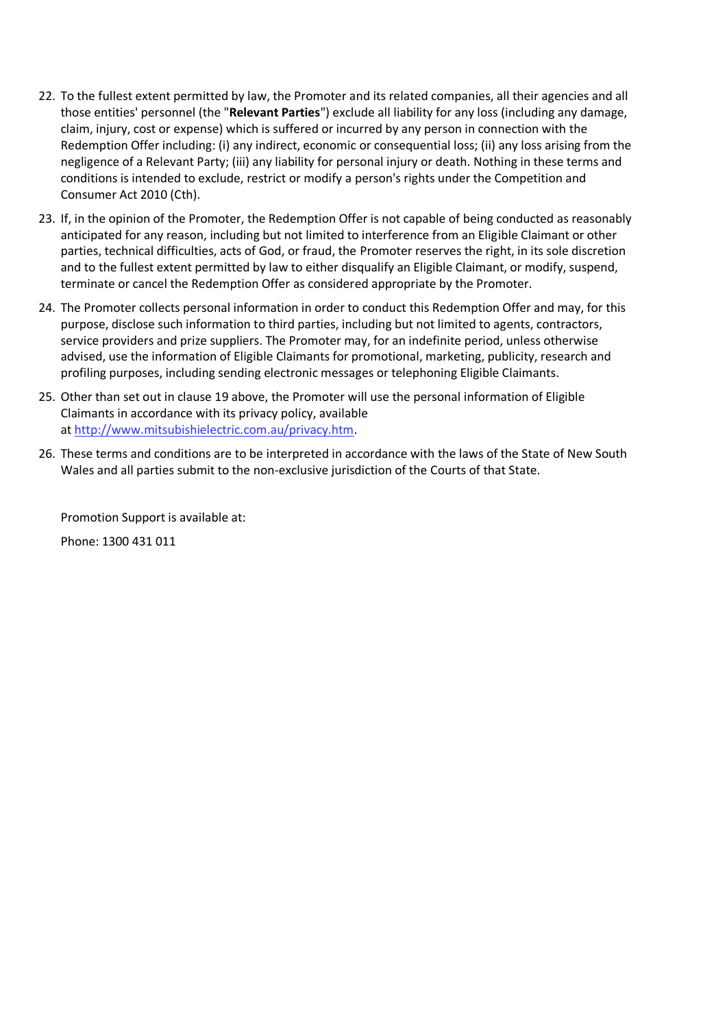22. To the fullest extent permitted by law, the Promoter and its related companies, all their agencies and all those entities' personnel (the "**Relevant Parties**") exclude all liability for any loss (including any damage, claim, injury, cost or expense) which is suffered or incurred by any person in connection with the Redemption Offer including: (i) any indirect, economic or consequential loss; (ii) any loss arising from the negligence of a Relevant Party; (iii) any liability for personal injury or death. Nothing in these terms and conditions is intended to exclude, restrict or modify a person's rights under the Competition and Consumer Act 2010 (Cth).

23. If, in the opinion of the Promoter, the Redemption Offer is not capable of being conducted as reasonably anticipated for any reason, including but not limited to interference from an Eligible Claimant or other parties, technical difficulties, acts of God, or fraud, the Promoter reserves the right, in its sole discretion and to the fullest extent permitted by law to either disqualify an Eligible Claimant, or modify, suspend, terminate or cancel the Redemption Offer as considered appropriate by the Promoter.

24. The Promoter collects personal information in order to conduct this Redemption Offer and may, for this purpose, disclose such information to third parties, including but not limited to agents, contractors, service providers and prize suppliers. The Promoter may, for an indefinite period, unless otherwise advised, use the information of Eligible Claimants for promotional, marketing, publicity, research and profiling purposes, including sending electronic messages or telephoning Eligible Claimants.

25. Other than set out in clause 19 above, the Promoter will use the personal information of Eligible Claimants in accordance with its privacy policy, available at [http://www.mitsubishielectric.com.au/privacy.htm](http://www.mitsubishielectric.com.au/privacy.htm).

26. These terms and conditions are to be interpreted in accordance with the laws of the State of New South Wales and all parties submit to the non-exclusive jurisdiction of the Courts of that State.

Promotion Support is available at:

Phone: 1300 431 011